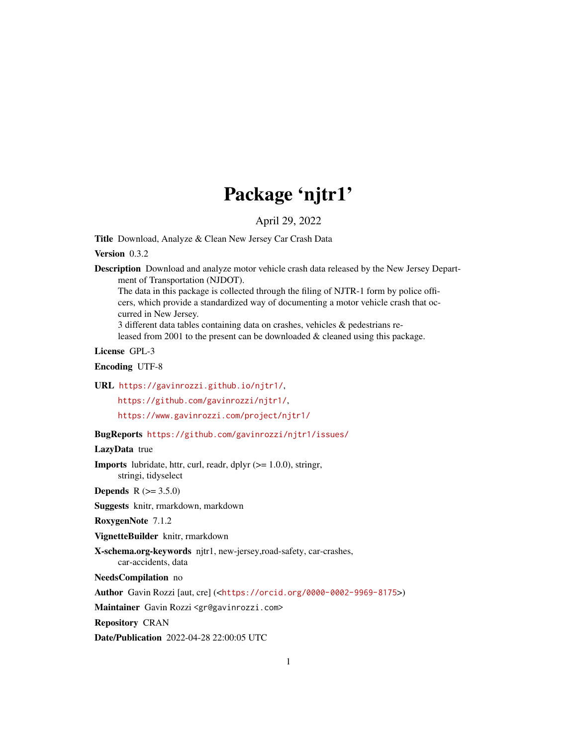# Package 'njtr1'

April 29, 2022

**Title** Download, Analyze & Clean New Jersey Car Crash Data

**Version** 0.3.2

**Description** Download and analyze motor vehicle crash data released by the New Jersey Department of Transportation (NJDOT).
The data in this package is collected through the filing of NJTR-1 form by police officers, which provide a standardized way of documenting a motor vehicle crash that occurred in New Jersey.
3 different data tables containing data on crashes, vehicles & pedestrians released from 2001 to the present can be downloaded & cleaned using this package.

**License** GPL-3

**Encoding** UTF-8

**URL** https://gavinrozzi.github.io/njtr1/,
https://github.com/gavinrozzi/njtr1/,
https://www.gavinrozzi.com/project/njtr1/

**BugReports** https://github.com/gavinrozzi/njtr1/issues/

**LazyData** true

**Imports** lubridate, httr, curl, readr, dplyr (>= 1.0.0), stringr, stringi, tidyselect

**Depends** R (>= 3.5.0)

**Suggests** knitr, rmarkdown, markdown

**RoxygenNote** 7.1.2

**VignetteBuilder** knitr, rmarkdown

**X-schema.org-keywords** njtr1, new-jersey,road-safety, car-crashes, car-accidents, data

**NeedsCompilation** no

**Author** Gavin Rozzi [aut, cre] (<https://orcid.org/0000-0002-9969-8175>)

**Maintainer** Gavin Rozzi <gr@gavinrozzi.com>

**Repository** CRAN

**Date/Publication** 2022-04-28 22:00:05 UTC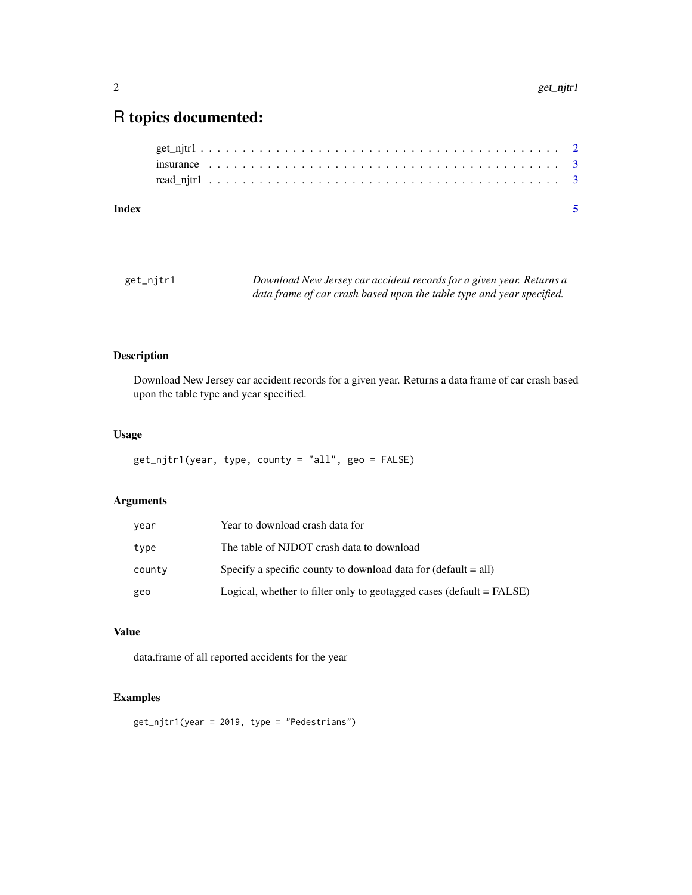# R topics documented:

get_njtr1 . . . . . . . . . . . . . . . . . . . . . . . . . . . . . . . . . . . . . . . . . . . 2
insurance . . . . . . . . . . . . . . . . . . . . . . . . . . . . . . . . . . . . . . . . . . . 3
read_njtr1 . . . . . . . . . . . . . . . . . . . . . . . . . . . . . . . . . . . . . . . . . . . 3

**Index** **5**

---

`get_njtr1` *Download New Jersey car accident records for a given year. Returns a data frame of car crash based upon the table type and year specified.*

---

## Description

Download New Jersey car accident records for a given year. Returns a data frame of car crash based upon the table type and year specified.

## Usage

```
get_njtr1(year, type, county = "all", geo = FALSE)
```

## Arguments

| | |
|---|---|
| `year` | Year to download crash data for |
| `type` | The table of NJDOT crash data to download |
| `county` | Specify a specific county to download data for (default = all) |
| `geo` | Logical, whether to filter only to geotagged cases (default = FALSE) |

## Value

data.frame of all reported accidents for the year

## Examples

```
get_njtr1(year = 2019, type = "Pedestrians")
```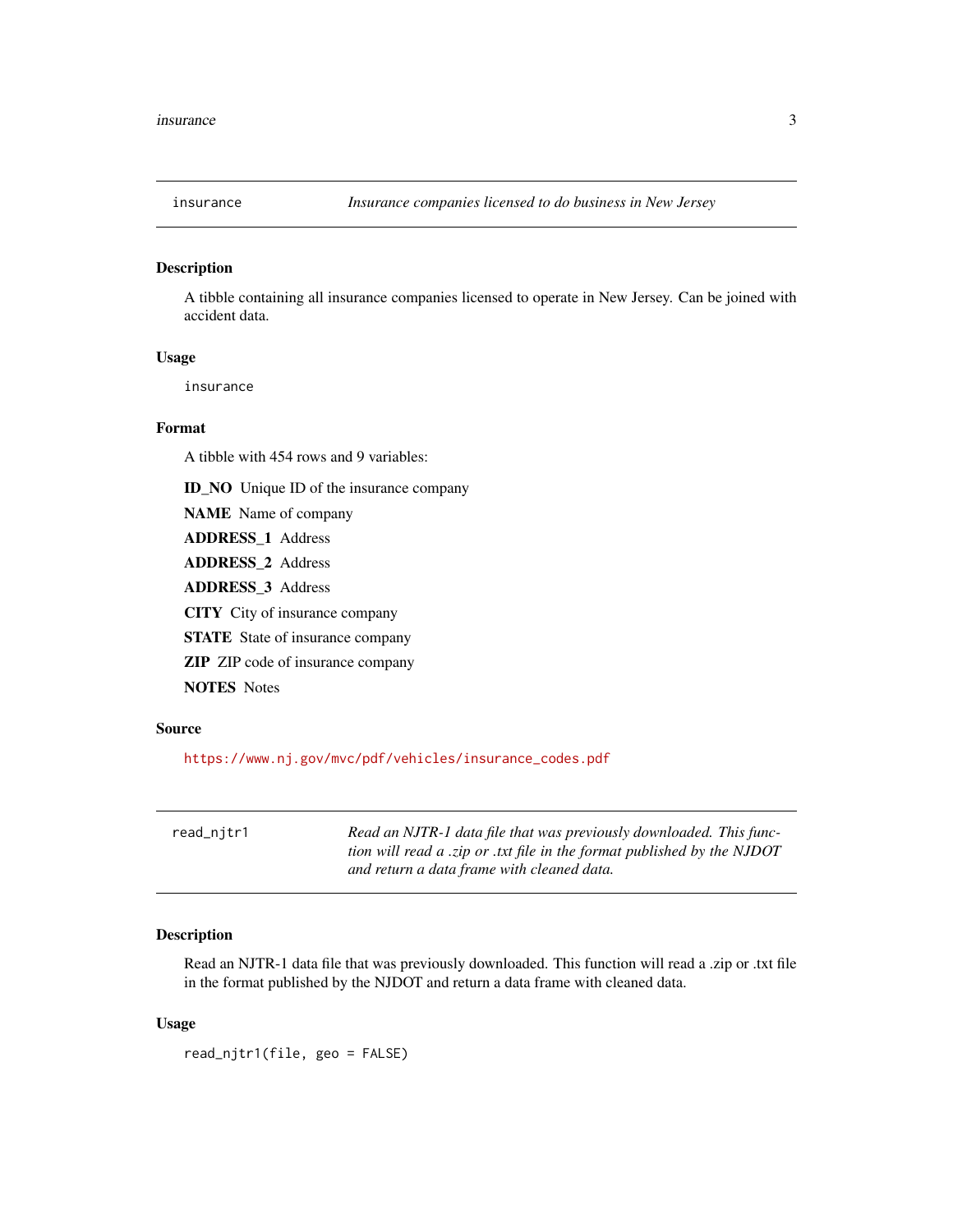## insurance — *Insurance companies licensed to do business in New Jersey*

### Description

A tibble containing all insurance companies licensed to operate in New Jersey. Can be joined with accident data.

### Usage

```
insurance
```

### Format

A tibble with 454 rows and 9 variables:

**ID_NO** Unique ID of the insurance company

**NAME** Name of company

**ADDRESS_1** Address

**ADDRESS_2** Address

**ADDRESS_3** Address

**CITY** City of insurance company

**STATE** State of insurance company

**ZIP** ZIP code of insurance company

**NOTES** Notes

### Source

https://www.nj.gov/mvc/pdf/vehicles/insurance_codes.pdf

## read_njtr1 — *Read an NJTR-1 data file that was previously downloaded. This function will read a .zip or .txt file in the format published by the NJDOT and return a data frame with cleaned data.*

### Description

Read an NJTR-1 data file that was previously downloaded. This function will read a .zip or .txt file in the format published by the NJDOT and return a data frame with cleaned data.

### Usage

```
read_njtr1(file, geo = FALSE)
```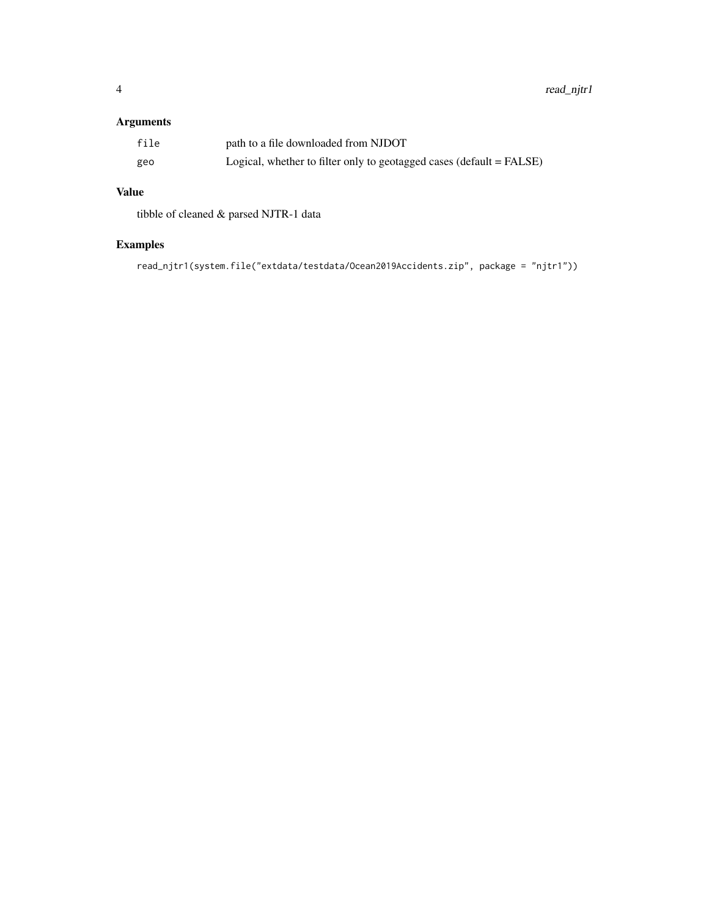## Arguments

| | |
|---|---|
| `file` | path to a file downloaded from NJDOT |
| `geo` | Logical, whether to filter only to geotagged cases (default = FALSE) |

## Value

tibble of cleaned & parsed NJTR-1 data

## Examples

```
read_njtr1(system.file("extdata/testdata/Ocean2019Accidents.zip", package = "njtr1"))
```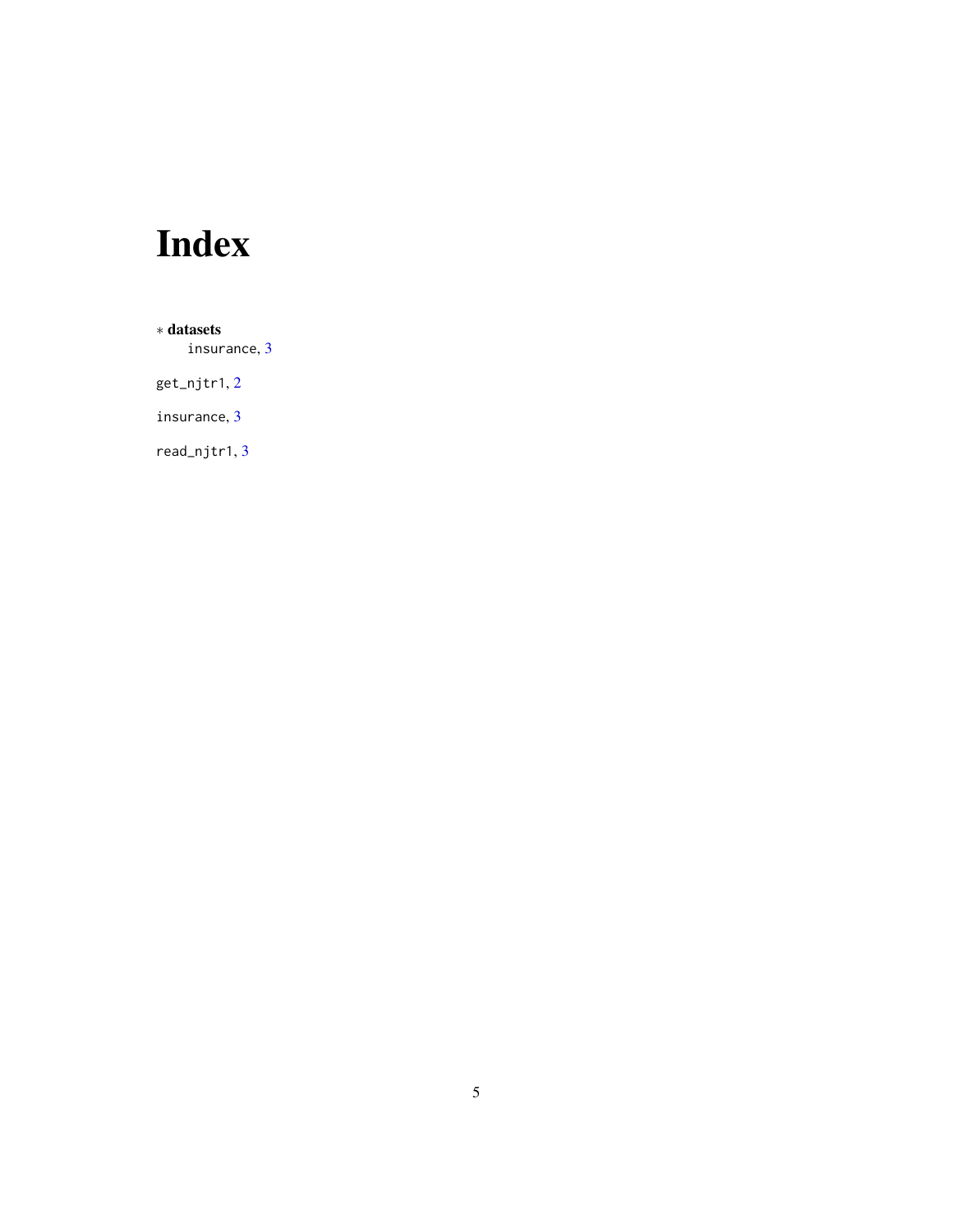# Index

* **datasets**
    insurance, 3

get_njtr1, 2

insurance, 3

read_njtr1, 3